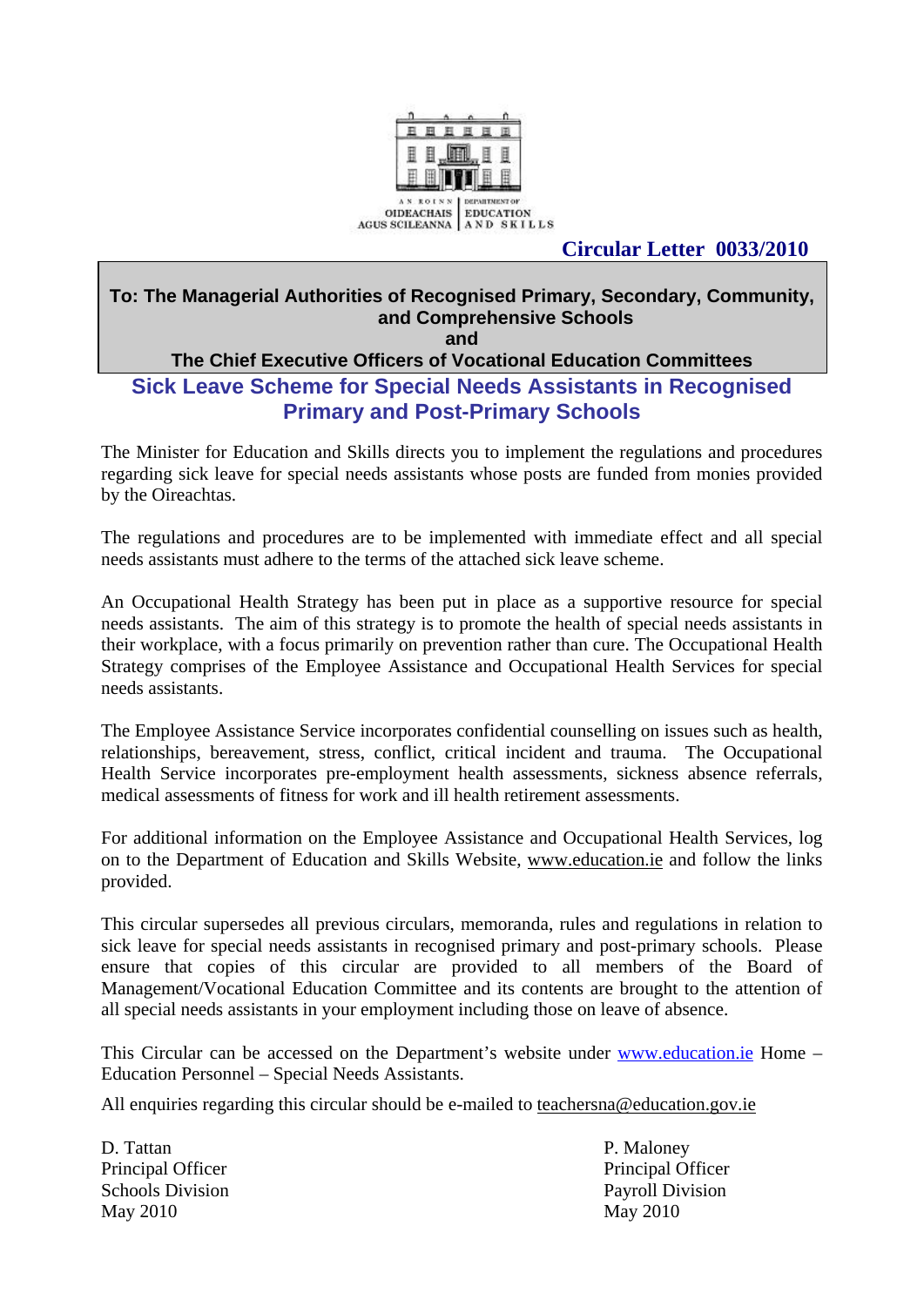AN ROINN OIDEACHAIS AGUS SCILEANNA | DEPARTMENT OF EDUCATION AND SKILLS

**Circular Letter 0033/2010**

**To: The Managerial Authorities of Recognised Primary, Secondary, Community, and Comprehensive Schools**
**and**
**The Chief Executive Officers of Vocational Education Committees**

## Sick Leave Scheme for Special Needs Assistants in Recognised Primary and Post-Primary Schools

The Minister for Education and Skills directs you to implement the regulations and procedures regarding sick leave for special needs assistants whose posts are funded from monies provided by the Oireachtas.

The regulations and procedures are to be implemented with immediate effect and all special needs assistants must adhere to the terms of the attached sick leave scheme.

An Occupational Health Strategy has been put in place as a supportive resource for special needs assistants. The aim of this strategy is to promote the health of special needs assistants in their workplace, with a focus primarily on prevention rather than cure. The Occupational Health Strategy comprises of the Employee Assistance and Occupational Health Services for special needs assistants.

The Employee Assistance Service incorporates confidential counselling on issues such as health, relationships, bereavement, stress, conflict, critical incident and trauma. The Occupational Health Service incorporates pre-employment health assessments, sickness absence referrals, medical assessments of fitness for work and ill health retirement assessments.

For additional information on the Employee Assistance and Occupational Health Services, log on to the Department of Education and Skills Website, www.education.ie and follow the links provided.

This circular supersedes all previous circulars, memoranda, rules and regulations in relation to sick leave for special needs assistants in recognised primary and post-primary schools. Please ensure that copies of this circular are provided to all members of the Board of Management/Vocational Education Committee and its contents are brought to the attention of all special needs assistants in your employment including those on leave of absence.

This Circular can be accessed on the Department's website under www.education.ie Home – Education Personnel – Special Needs Assistants.

All enquiries regarding this circular should be e-mailed to teachersna@education.gov.ie

D. Tattan
Principal Officer
Schools Division
May 2010

P. Maloney
Principal Officer
Payroll Division
May 2010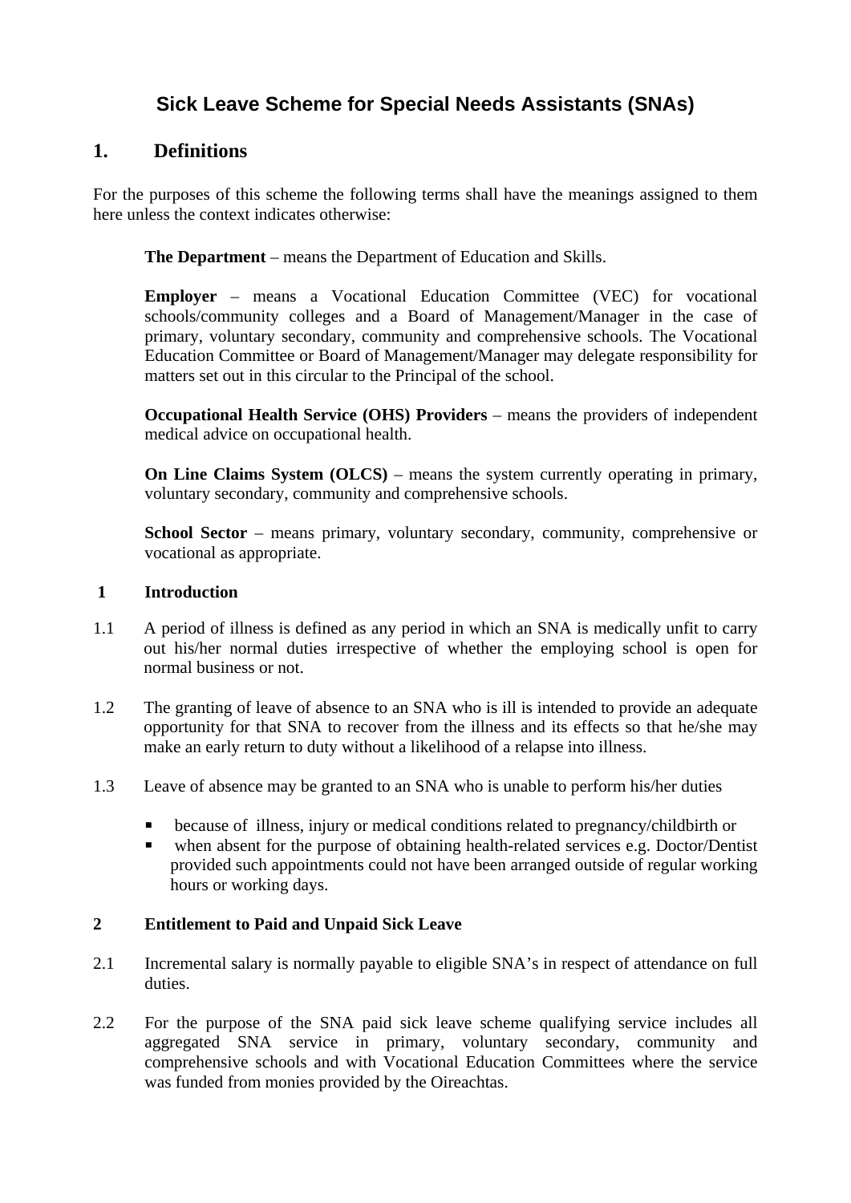# Sick Leave Scheme for Special Needs Assistants (SNAs)

## 1. Definitions

For the purposes of this scheme the following terms shall have the meanings assigned to them here unless the context indicates otherwise:

> **The Department** – means the Department of Education and Skills.
>
> **Employer** – means a Vocational Education Committee (VEC) for vocational schools/community colleges and a Board of Management/Manager in the case of primary, voluntary secondary, community and comprehensive schools. The Vocational Education Committee or Board of Management/Manager may delegate responsibility for matters set out in this circular to the Principal of the school.
>
> **Occupational Health Service (OHS) Providers** – means the providers of independent medical advice on occupational health.
>
> **On Line Claims System (OLCS)** – means the system currently operating in primary, voluntary secondary, community and comprehensive schools.
>
> **School Sector** – means primary, voluntary secondary, community, comprehensive or vocational as appropriate.

### 1 Introduction

1.1 A period of illness is defined as any period in which an SNA is medically unfit to carry out his/her normal duties irrespective of whether the employing school is open for normal business or not.

1.2 The granting of leave of absence to an SNA who is ill is intended to provide an adequate opportunity for that SNA to recover from the illness and its effects so that he/she may make an early return to duty without a likelihood of a relapse into illness.

1.3 Leave of absence may be granted to an SNA who is unable to perform his/her duties

- because of illness, injury or medical conditions related to pregnancy/childbirth or
- when absent for the purpose of obtaining health-related services e.g. Doctor/Dentist provided such appointments could not have been arranged outside of regular working hours or working days.

### 2 Entitlement to Paid and Unpaid Sick Leave

2.1 Incremental salary is normally payable to eligible SNA's in respect of attendance on full duties.

2.2 For the purpose of the SNA paid sick leave scheme qualifying service includes all aggregated SNA service in primary, voluntary secondary, community and comprehensive schools and with Vocational Education Committees where the service was funded from monies provided by the Oireachtas.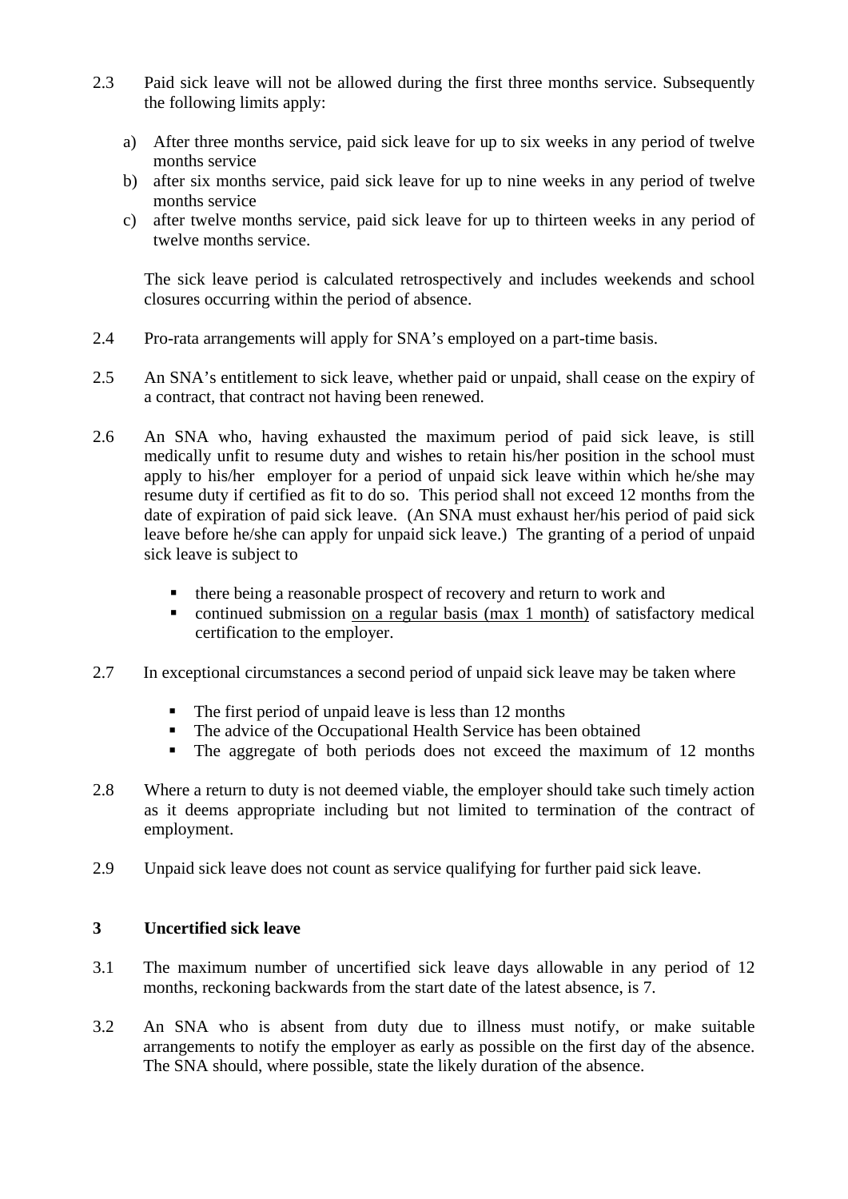2.3 Paid sick leave will not be allowed during the first three months service. Subsequently the following limits apply:

a) After three months service, paid sick leave for up to six weeks in any period of twelve months service
b) after six months service, paid sick leave for up to nine weeks in any period of twelve months service
c) after twelve months service, paid sick leave for up to thirteen weeks in any period of twelve months service.

The sick leave period is calculated retrospectively and includes weekends and school closures occurring within the period of absence.

2.4 Pro-rata arrangements will apply for SNA's employed on a part-time basis.

2.5 An SNA's entitlement to sick leave, whether paid or unpaid, shall cease on the expiry of a contract, that contract not having been renewed.

2.6 An SNA who, having exhausted the maximum period of paid sick leave, is still medically unfit to resume duty and wishes to retain his/her position in the school must apply to his/her employer for a period of unpaid sick leave within which he/she may resume duty if certified as fit to do so. This period shall not exceed 12 months from the date of expiration of paid sick leave. (An SNA must exhaust her/his period of paid sick leave before he/she can apply for unpaid sick leave.) The granting of a period of unpaid sick leave is subject to

- there being a reasonable prospect of recovery and return to work and
- continued submission <u>on a regular basis (max 1 month)</u> of satisfactory medical certification to the employer.

2.7 In exceptional circumstances a second period of unpaid sick leave may be taken where

- The first period of unpaid leave is less than 12 months
- The advice of the Occupational Health Service has been obtained
- The aggregate of both periods does not exceed the maximum of 12 months

2.8 Where a return to duty is not deemed viable, the employer should take such timely action as it deems appropriate including but not limited to termination of the contract of employment.

2.9 Unpaid sick leave does not count as service qualifying for further paid sick leave.

## 3 Uncertified sick leave

3.1 The maximum number of uncertified sick leave days allowable in any period of 12 months, reckoning backwards from the start date of the latest absence, is 7.

3.2 An SNA who is absent from duty due to illness must notify, or make suitable arrangements to notify the employer as early as possible on the first day of the absence. The SNA should, where possible, state the likely duration of the absence.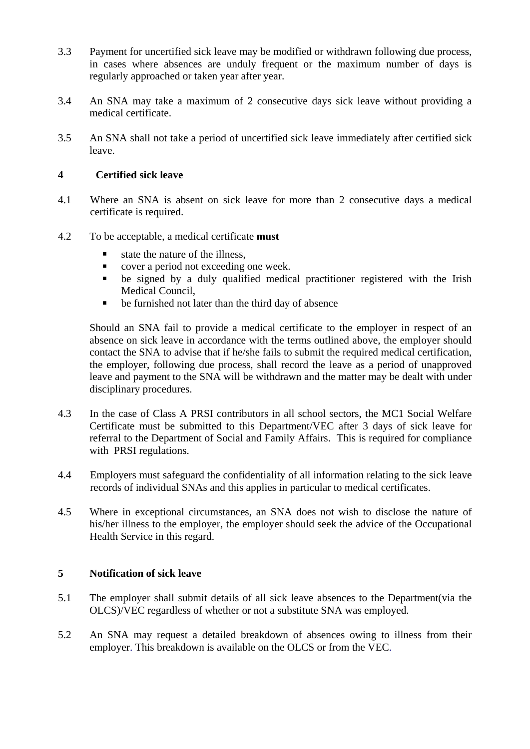3.3 Payment for uncertified sick leave may be modified or withdrawn following due process, in cases where absences are unduly frequent or the maximum number of days is regularly approached or taken year after year.

3.4 An SNA may take a maximum of 2 consecutive days sick leave without providing a medical certificate.

3.5 An SNA shall not take a period of uncertified sick leave immediately after certified sick leave.

## 4 Certified sick leave

4.1 Where an SNA is absent on sick leave for more than 2 consecutive days a medical certificate is required.

4.2 To be acceptable, a medical certificate **must**

- state the nature of the illness,
- cover a period not exceeding one week.
- be signed by a duly qualified medical practitioner registered with the Irish Medical Council,
- be furnished not later than the third day of absence

Should an SNA fail to provide a medical certificate to the employer in respect of an absence on sick leave in accordance with the terms outlined above, the employer should contact the SNA to advise that if he/she fails to submit the required medical certification, the employer, following due process, shall record the leave as a period of unapproved leave and payment to the SNA will be withdrawn and the matter may be dealt with under disciplinary procedures.

4.3 In the case of Class A PRSI contributors in all school sectors, the MC1 Social Welfare Certificate must be submitted to this Department/VEC after 3 days of sick leave for referral to the Department of Social and Family Affairs. This is required for compliance with PRSI regulations.

4.4 Employers must safeguard the confidentiality of all information relating to the sick leave records of individual SNAs and this applies in particular to medical certificates.

4.5 Where in exceptional circumstances, an SNA does not wish to disclose the nature of his/her illness to the employer, the employer should seek the advice of the Occupational Health Service in this regard.

## 5 Notification of sick leave

5.1 The employer shall submit details of all sick leave absences to the Department(via the OLCS)/VEC regardless of whether or not a substitute SNA was employed.

5.2 An SNA may request a detailed breakdown of absences owing to illness from their employer. This breakdown is available on the OLCS or from the VEC.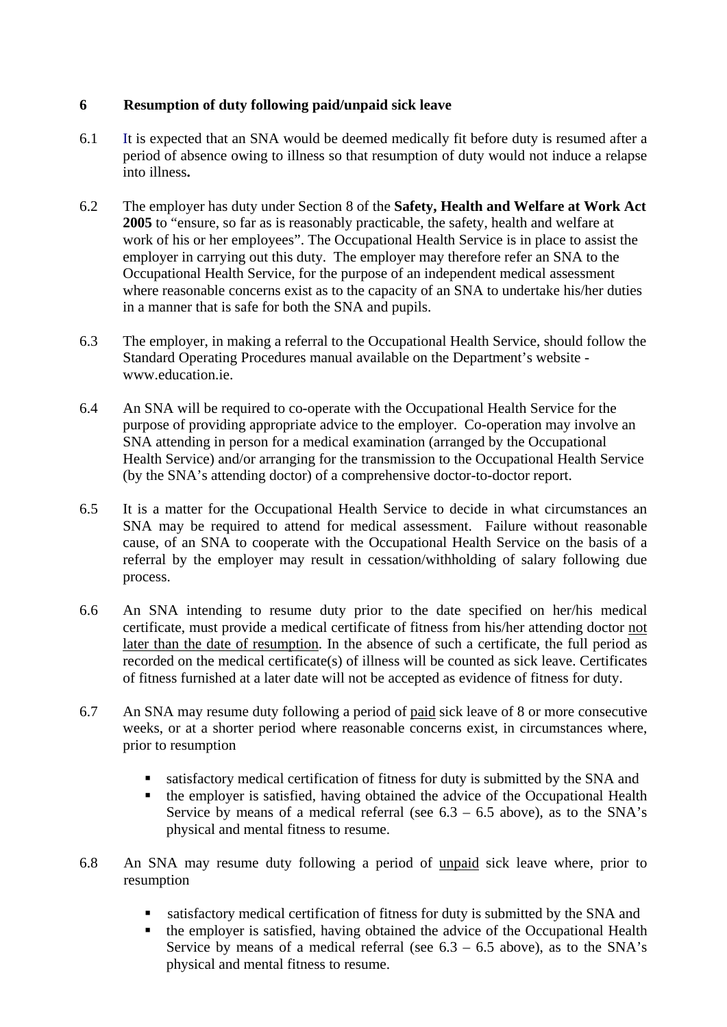## 6 Resumption of duty following paid/unpaid sick leave

6.1 It is expected that an SNA would be deemed medically fit before duty is resumed after a period of absence owing to illness so that resumption of duty would not induce a relapse into illness**.**

6.2 The employer has duty under Section 8 of the **Safety, Health and Welfare at Work Act 2005** to "ensure, so far as is reasonably practicable, the safety, health and welfare at work of his or her employees". The Occupational Health Service is in place to assist the employer in carrying out this duty. The employer may therefore refer an SNA to the Occupational Health Service, for the purpose of an independent medical assessment where reasonable concerns exist as to the capacity of an SNA to undertake his/her duties in a manner that is safe for both the SNA and pupils.

6.3 The employer, in making a referral to the Occupational Health Service, should follow the Standard Operating Procedures manual available on the Department's website - www.education.ie.

6.4 An SNA will be required to co-operate with the Occupational Health Service for the purpose of providing appropriate advice to the employer. Co-operation may involve an SNA attending in person for a medical examination (arranged by the Occupational Health Service) and/or arranging for the transmission to the Occupational Health Service (by the SNA's attending doctor) of a comprehensive doctor-to-doctor report.

6.5 It is a matter for the Occupational Health Service to decide in what circumstances an SNA may be required to attend for medical assessment. Failure without reasonable cause, of an SNA to cooperate with the Occupational Health Service on the basis of a referral by the employer may result in cessation/withholding of salary following due process.

6.6 An SNA intending to resume duty prior to the date specified on her/his medical certificate, must provide a medical certificate of fitness from his/her attending doctor <u>not later than the date of resumption</u>. In the absence of such a certificate, the full period as recorded on the medical certificate(s) of illness will be counted as sick leave. Certificates of fitness furnished at a later date will not be accepted as evidence of fitness for duty.

6.7 An SNA may resume duty following a period of <u>paid</u> sick leave of 8 or more consecutive weeks, or at a shorter period where reasonable concerns exist, in circumstances where, prior to resumption

- satisfactory medical certification of fitness for duty is submitted by the SNA and
- the employer is satisfied, having obtained the advice of the Occupational Health Service by means of a medical referral (see 6.3 – 6.5 above), as to the SNA's physical and mental fitness to resume.

6.8 An SNA may resume duty following a period of <u>unpaid</u> sick leave where, prior to resumption

- satisfactory medical certification of fitness for duty is submitted by the SNA and
- the employer is satisfied, having obtained the advice of the Occupational Health Service by means of a medical referral (see 6.3 – 6.5 above), as to the SNA's physical and mental fitness to resume.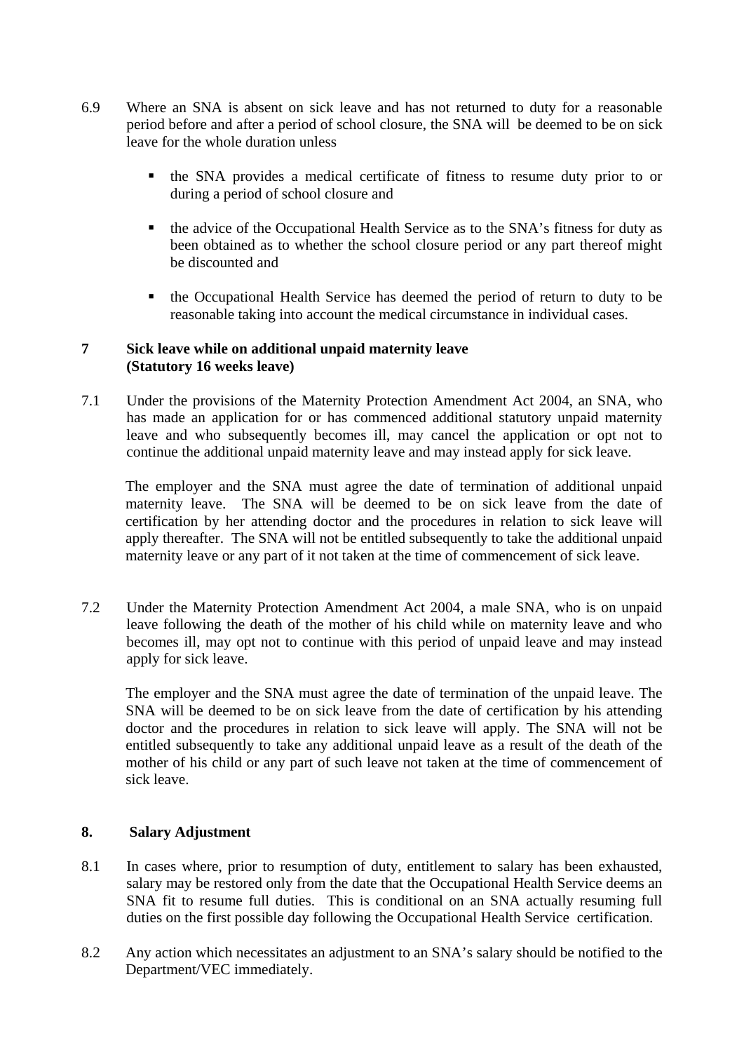6.9 Where an SNA is absent on sick leave and has not returned to duty for a reasonable period before and after a period of school closure, the SNA will be deemed to be on sick leave for the whole duration unless

- the SNA provides a medical certificate of fitness to resume duty prior to or during a period of school closure and
- the advice of the Occupational Health Service as to the SNA's fitness for duty as been obtained as to whether the school closure period or any part thereof might be discounted and
- the Occupational Health Service has deemed the period of return to duty to be reasonable taking into account the medical circumstance in individual cases.

## 7 Sick leave while on additional unpaid maternity leave (Statutory 16 weeks leave)

7.1 Under the provisions of the Maternity Protection Amendment Act 2004, an SNA, who has made an application for or has commenced additional statutory unpaid maternity leave and who subsequently becomes ill, may cancel the application or opt not to continue the additional unpaid maternity leave and may instead apply for sick leave.

The employer and the SNA must agree the date of termination of additional unpaid maternity leave. The SNA will be deemed to be on sick leave from the date of certification by her attending doctor and the procedures in relation to sick leave will apply thereafter. The SNA will not be entitled subsequently to take the additional unpaid maternity leave or any part of it not taken at the time of commencement of sick leave.

7.2 Under the Maternity Protection Amendment Act 2004, a male SNA, who is on unpaid leave following the death of the mother of his child while on maternity leave and who becomes ill, may opt not to continue with this period of unpaid leave and may instead apply for sick leave.

The employer and the SNA must agree the date of termination of the unpaid leave. The SNA will be deemed to be on sick leave from the date of certification by his attending doctor and the procedures in relation to sick leave will apply. The SNA will not be entitled subsequently to take any additional unpaid leave as a result of the death of the mother of his child or any part of such leave not taken at the time of commencement of sick leave.

## 8. Salary Adjustment

8.1 In cases where, prior to resumption of duty, entitlement to salary has been exhausted, salary may be restored only from the date that the Occupational Health Service deems an SNA fit to resume full duties. This is conditional on an SNA actually resuming full duties on the first possible day following the Occupational Health Service certification.

8.2 Any action which necessitates an adjustment to an SNA's salary should be notified to the Department/VEC immediately.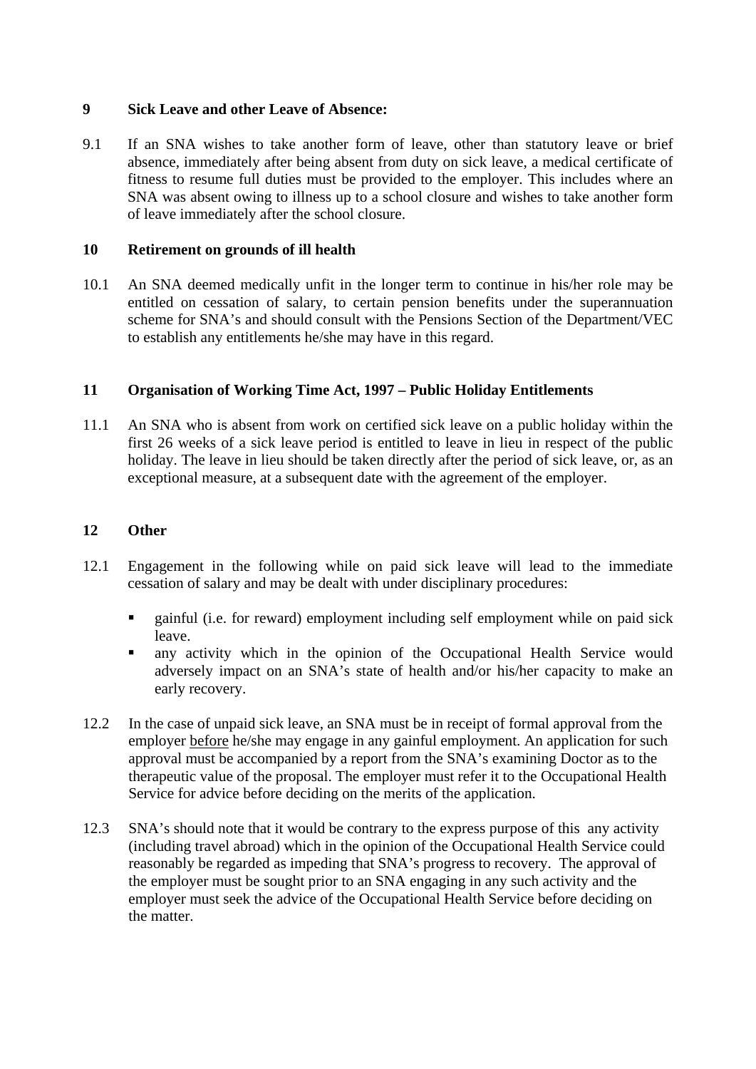## 9 Sick Leave and other Leave of Absence:

9.1 If an SNA wishes to take another form of leave, other than statutory leave or brief absence, immediately after being absent from duty on sick leave, a medical certificate of fitness to resume full duties must be provided to the employer. This includes where an SNA was absent owing to illness up to a school closure and wishes to take another form of leave immediately after the school closure.

## 10 Retirement on grounds of ill health

10.1 An SNA deemed medically unfit in the longer term to continue in his/her role may be entitled on cessation of salary, to certain pension benefits under the superannuation scheme for SNA's and should consult with the Pensions Section of the Department/VEC to establish any entitlements he/she may have in this regard.

## 11 Organisation of Working Time Act, 1997 – Public Holiday Entitlements

11.1 An SNA who is absent from work on certified sick leave on a public holiday within the first 26 weeks of a sick leave period is entitled to leave in lieu in respect of the public holiday. The leave in lieu should be taken directly after the period of sick leave, or, as an exceptional measure, at a subsequent date with the agreement of the employer.

## 12 Other

12.1 Engagement in the following while on paid sick leave will lead to the immediate cessation of salary and may be dealt with under disciplinary procedures:

- gainful (i.e. for reward) employment including self employment while on paid sick leave.
- any activity which in the opinion of the Occupational Health Service would adversely impact on an SNA's state of health and/or his/her capacity to make an early recovery.

12.2 In the case of unpaid sick leave, an SNA must be in receipt of formal approval from the employer <u>before</u> he/she may engage in any gainful employment. An application for such approval must be accompanied by a report from the SNA's examining Doctor as to the therapeutic value of the proposal. The employer must refer it to the Occupational Health Service for advice before deciding on the merits of the application.

12.3 SNA's should note that it would be contrary to the express purpose of this any activity (including travel abroad) which in the opinion of the Occupational Health Service could reasonably be regarded as impeding that SNA's progress to recovery. The approval of the employer must be sought prior to an SNA engaging in any such activity and the employer must seek the advice of the Occupational Health Service before deciding on the matter.